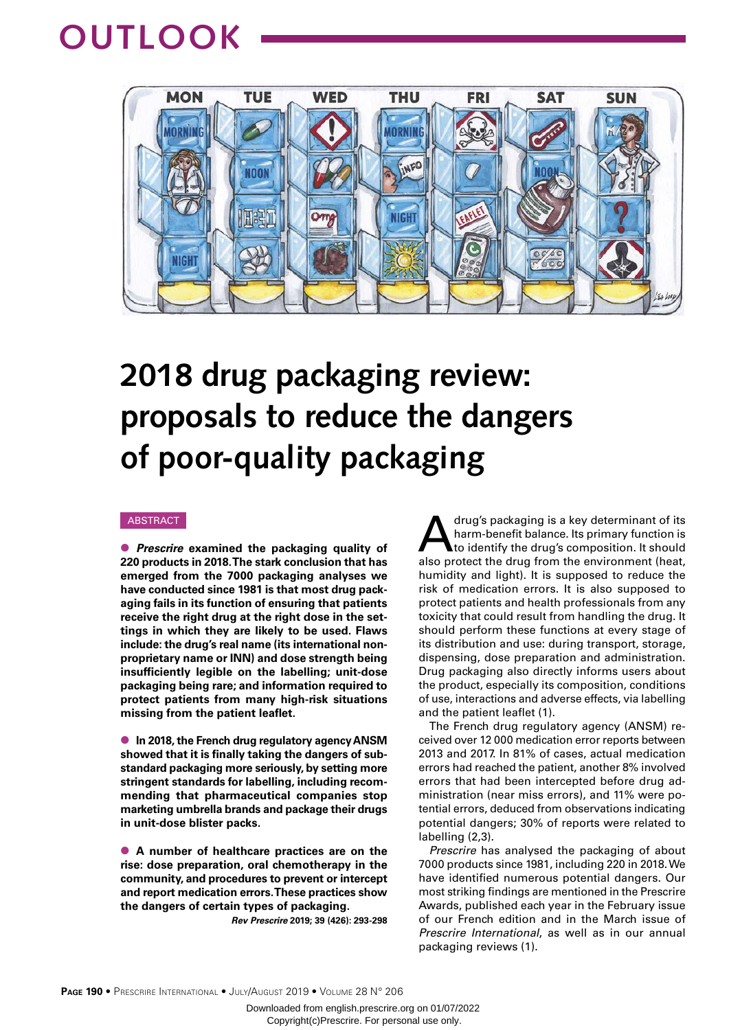# OUTLOOK

# 2018 drug packaging review: proposals to reduce the dangers of poor-quality packaging

ABSTRACT

- ***Prescrire*** **examined the packaging quality of 220 products in 2018. The stark conclusion that has emerged from the 7000 packaging analyses we have conducted since 1981 is that most drug packaging fails in its function of ensuring that patients receive the right drug at the right dose in the settings in which they are likely to be used. Flaws include: the drug's real name (its international non-proprietary name or INN) and dose strength being insufficiently legible on the labelling; unit-dose packaging being rare; and information required to protect patients from many high-risk situations missing from the patient leaflet.**

- **In 2018, the French drug regulatory agency ANSM showed that it is finally taking the dangers of substandard packaging more seriously, by setting more stringent standards for labelling, including recommending that pharmaceutical companies stop marketing umbrella brands and package their drugs in unit-dose blister packs.**

- **A number of healthcare practices are on the rise: dose preparation, oral chemotherapy in the community, and procedures to prevent or intercept and report medication errors. These practices show the dangers of certain types of packaging.**

***Rev Prescrire*** **2019; 39 (426): 293-298**

A drug's packaging is a key determinant of its harm-benefit balance. Its primary function is to identify the drug's composition. It should also protect the drug from the environment (heat, humidity and light). It is supposed to reduce the risk of medication errors. It is also supposed to protect patients and health professionals from any toxicity that could result from handling the drug. It should perform these functions at every stage of its distribution and use: during transport, storage, dispensing, dose preparation and administration. Drug packaging also directly informs users about the product, especially its composition, conditions of use, interactions and adverse effects, via labelling and the patient leaflet (1).

The French drug regulatory agency (ANSM) received over 12 000 medication error reports between 2013 and 2017. In 81% of cases, actual medication errors had reached the patient, another 8% involved errors that had been intercepted before drug administration (near miss errors), and 11% were potential errors, deduced from observations indicating potential dangers; 30% of reports were related to labelling (2,3).

*Prescrire* has analysed the packaging of about 7000 products since 1981, including 220 in 2018. We have identified numerous potential dangers. Our most striking findings are mentioned in the Prescrire Awards, published each year in the February issue of our French edition and in the March issue of *Prescrire International*, as well as in our annual packaging reviews (1).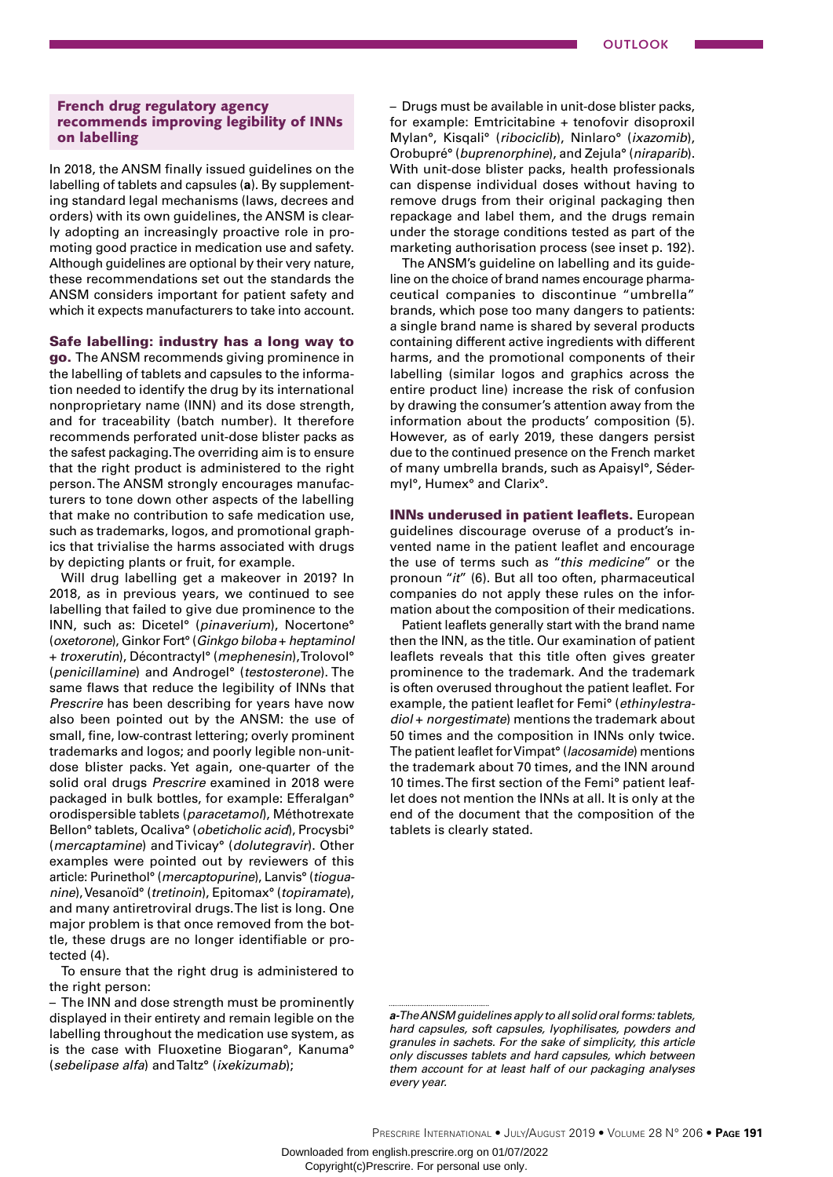## French drug regulatory agency recommends improving legibility of INNs on labelling

In 2018, the ANSM finally issued guidelines on the labelling of tablets and capsules (**a**). By supplementing standard legal mechanisms (laws, decrees and orders) with its own guidelines, the ANSM is clearly adopting an increasingly proactive role in promoting good practice in medication use and safety. Although guidelines are optional by their very nature, these recommendations set out the standards the ANSM considers important for patient safety and which it expects manufacturers to take into account.

**Safe labelling: industry has a long way to go.** The ANSM recommends giving prominence in the labelling of tablets and capsules to the information needed to identify the drug by its international nonproprietary name (INN) and its dose strength, and for traceability (batch number). It therefore recommends perforated unit-dose blister packs as the safest packaging. The overriding aim is to ensure that the right product is administered to the right person. The ANSM strongly encourages manufacturers to tone down other aspects of the labelling that make no contribution to safe medication use, such as trademarks, logos, and promotional graphics that trivialise the harms associated with drugs by depicting plants or fruit, for example.

Will drug labelling get a makeover in 2019? In 2018, as in previous years, we continued to see labelling that failed to give due prominence to the INN, such as: Dicetel° (*pinaverium*), Nocertone° (*oxetorone*), Ginkor Fort° (*Ginkgo biloba + heptaminol + troxerutin*), Décontractyl° (*mephenesin*), Trolovol° (*penicillamine*) and Androgel° (*testosterone*). The same flaws that reduce the legibility of INNs that *Prescrire* has been describing for years have now also been pointed out by the ANSM: the use of small, fine, low-contrast lettering; overly prominent trademarks and logos; and poorly legible non-unit-dose blister packs. Yet again, one-quarter of the solid oral drugs *Prescrire* examined in 2018 were packaged in bulk bottles, for example: Efferalgan° orodispersible tablets (*paracetamol*), Méthotrexate Bellon° tablets, Ocaliva° (*obeticholic acid*), Procysbi° (*mercaptamine*) and Tivicay° (*dolutegravir*). Other examples were pointed out by reviewers of this article: Purinethol° (*mercaptopurine*), Lanvis° (*tioguanine*), Vesanoïd° (*tretinoin*), Epitomax° (*topiramate*), and many antiretroviral drugs. The list is long. One major problem is that once removed from the bottle, these drugs are no longer identifiable or protected (4).

To ensure that the right drug is administered to the right person:

– The INN and dose strength must be prominently displayed in their entirety and remain legible on the labelling throughout the medication use system, as is the case with Fluoxetine Biogaran°, Kanuma° (*sebelipase alfa*) and Taltz° (*ixekizumab*);

– Drugs must be available in unit-dose blister packs, for example: Emtricitabine + tenofovir disoproxil Mylan°, Kisqali° (*ribociclib*), Ninlaro° (*ixazomib*), Orobupré° (*buprenorphine*), and Zejula° (*niraparib*). With unit-dose blister packs, health professionals can dispense individual doses without having to remove drugs from their original packaging then repackage and label them, and the drugs remain under the storage conditions tested as part of the marketing authorisation process (see inset p. 192).

The ANSM's guideline on labelling and its guideline on the choice of brand names encourage pharmaceutical companies to discontinue "umbrella" brands, which pose too many dangers to patients: a single brand name is shared by several products containing different active ingredients with different harms, and the promotional components of their labelling (similar logos and graphics across the entire product line) increase the risk of confusion by drawing the consumer's attention away from the information about the products' composition (5). However, as of early 2019, these dangers persist due to the continued presence on the French market of many umbrella brands, such as Apaisyl°, Sédermyl°, Humex° and Clarix°.

**INNs underused in patient leaflets.** European guidelines discourage overuse of a product's invented name in the patient leaflet and encourage the use of terms such as "*this medicine*" or the pronoun "*it*" (6). But all too often, pharmaceutical companies do not apply these rules on the information about the composition of their medications.

Patient leaflets generally start with the brand name then the INN, as the title. Our examination of patient leaflets reveals that this title often gives greater prominence to the trademark. And the trademark is often overused throughout the patient leaflet. For example, the patient leaflet for Femi° (*ethinylestradiol + norgestimate*) mentions the trademark about 50 times and the composition in INNs only twice. The patient leaflet for Vimpat° (*lacosamide*) mentions the trademark about 70 times, and the INN around 10 times. The first section of the Femi° patient leaflet does not mention the INNs at all. It is only at the end of the document that the composition of the tablets is clearly stated.

---

***a***- *The ANSM guidelines apply to all solid oral forms: tablets, hard capsules, soft capsules, lyophilisates, powders and granules in sachets. For the sake of simplicity, this article only discusses tablets and hard capsules, which between them account for at least half of our packaging analyses every year.*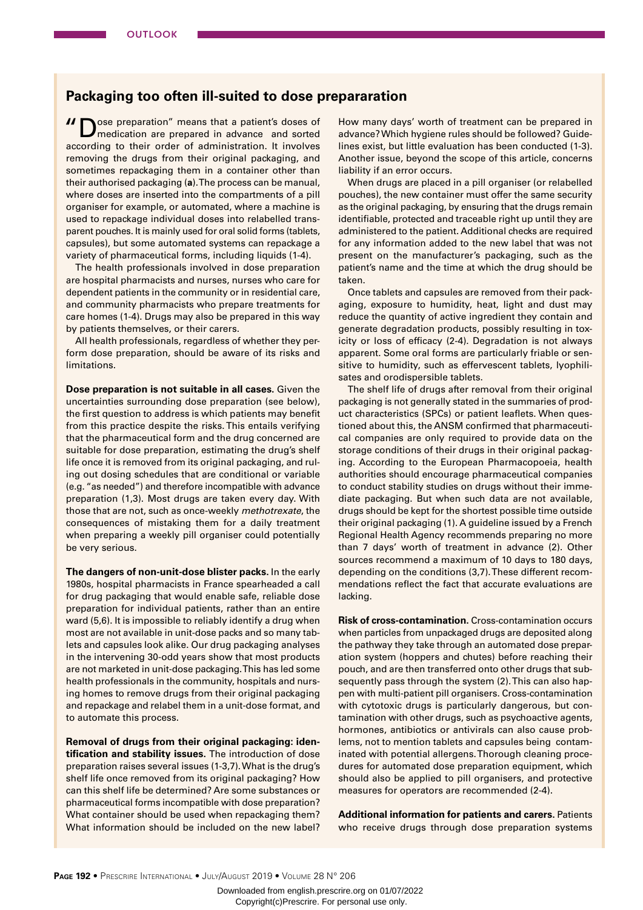## Packaging too often ill-suited to dose prepararation

"Dose preparation" means that a patient's doses of medication are prepared in advance and sorted according to their order of administration. It involves removing the drugs from their original packaging, and sometimes repackaging them in a container other than their authorised packaging (**a**). The process can be manual, where doses are inserted into the compartments of a pill organiser for example, or automated, where a machine is used to repackage individual doses into relabelled transparent pouches. It is mainly used for oral solid forms (tablets, capsules), but some automated systems can repackage a variety of pharmaceutical forms, including liquids (1-4).

The health professionals involved in dose preparation are hospital pharmacists and nurses, nurses who care for dependent patients in the community or in residential care, and community pharmacists who prepare treatments for care homes (1-4). Drugs may also be prepared in this way by patients themselves, or their carers.

All health professionals, regardless of whether they perform dose preparation, should be aware of its risks and limitations.

**Dose preparation is not suitable in all cases.** Given the uncertainties surrounding dose preparation (see below), the first question to address is which patients may benefit from this practice despite the risks. This entails verifying that the pharmaceutical form and the drug concerned are suitable for dose preparation, estimating the drug's shelf life once it is removed from its original packaging, and ruling out dosing schedules that are conditional or variable (e.g. "as needed") and therefore incompatible with advance preparation (1,3). Most drugs are taken every day. With those that are not, such as once-weekly *methotrexate*, the consequences of mistaking them for a daily treatment when preparing a weekly pill organiser could potentially be very serious.

**The dangers of non-unit-dose blister packs.** In the early 1980s, hospital pharmacists in France spearheaded a call for drug packaging that would enable safe, reliable dose preparation for individual patients, rather than an entire ward (5,6). It is impossible to reliably identify a drug when most are not available in unit-dose packs and so many tablets and capsules look alike. Our drug packaging analyses in the intervening 30-odd years show that most products are not marketed in unit-dose packaging. This has led some health professionals in the community, hospitals and nursing homes to remove drugs from their original packaging and repackage and relabel them in a unit-dose format, and to automate this process.

**Removal of drugs from their original packaging: identification and stability issues.** The introduction of dose preparation raises several issues (1-3,7). What is the drug's shelf life once removed from its original packaging? How can this shelf life be determined? Are some substances or pharmaceutical forms incompatible with dose preparation? What container should be used when repackaging them? What information should be included on the new label? How many days' worth of treatment can be prepared in advance? Which hygiene rules should be followed? Guidelines exist, but little evaluation has been conducted (1-3). Another issue, beyond the scope of this article, concerns liability if an error occurs.

When drugs are placed in a pill organiser (or relabelled pouches), the new container must offer the same security as the original packaging, by ensuring that the drugs remain identifiable, protected and traceable right up until they are administered to the patient. Additional checks are required for any information added to the new label that was not present on the manufacturer's packaging, such as the patient's name and the time at which the drug should be taken.

Once tablets and capsules are removed from their packaging, exposure to humidity, heat, light and dust may reduce the quantity of active ingredient they contain and generate degradation products, possibly resulting in toxicity or loss of efficacy (2-4). Degradation is not always apparent. Some oral forms are particularly friable or sensitive to humidity, such as effervescent tablets, lyophilisates and orodispersible tablets.

The shelf life of drugs after removal from their original packaging is not generally stated in the summaries of product characteristics (SPCs) or patient leaflets. When questioned about this, the ANSM confirmed that pharmaceutical companies are only required to provide data on the storage conditions of their drugs in their original packaging. According to the European Pharmacopoeia, health authorities should encourage pharmaceutical companies to conduct stability studies on drugs without their immediate packaging. But when such data are not available, drugs should be kept for the shortest possible time outside their original packaging (1). A guideline issued by a French Regional Health Agency recommends preparing no more than 7 days' worth of treatment in advance (2). Other sources recommend a maximum of 10 days to 180 days, depending on the conditions (3,7). These different recommendations reflect the fact that accurate evaluations are lacking.

**Risk of cross-contamination.** Cross-contamination occurs when particles from unpackaged drugs are deposited along the pathway they take through an automated dose preparation system (hoppers and chutes) before reaching their pouch, and are then transferred onto other drugs that subsequently pass through the system (2). This can also happen with multi-patient pill organisers. Cross-contamination with cytotoxic drugs is particularly dangerous, but contamination with other drugs, such as psychoactive agents, hormones, antibiotics or antivirals can also cause problems, not to mention tablets and capsules being contaminated with potential allergens. Thorough cleaning procedures for automated dose preparation equipment, which should also be applied to pill organisers, and protective measures for operators are recommended (2-4).

**Additional information for patients and carers.** Patients who receive drugs through dose preparation systems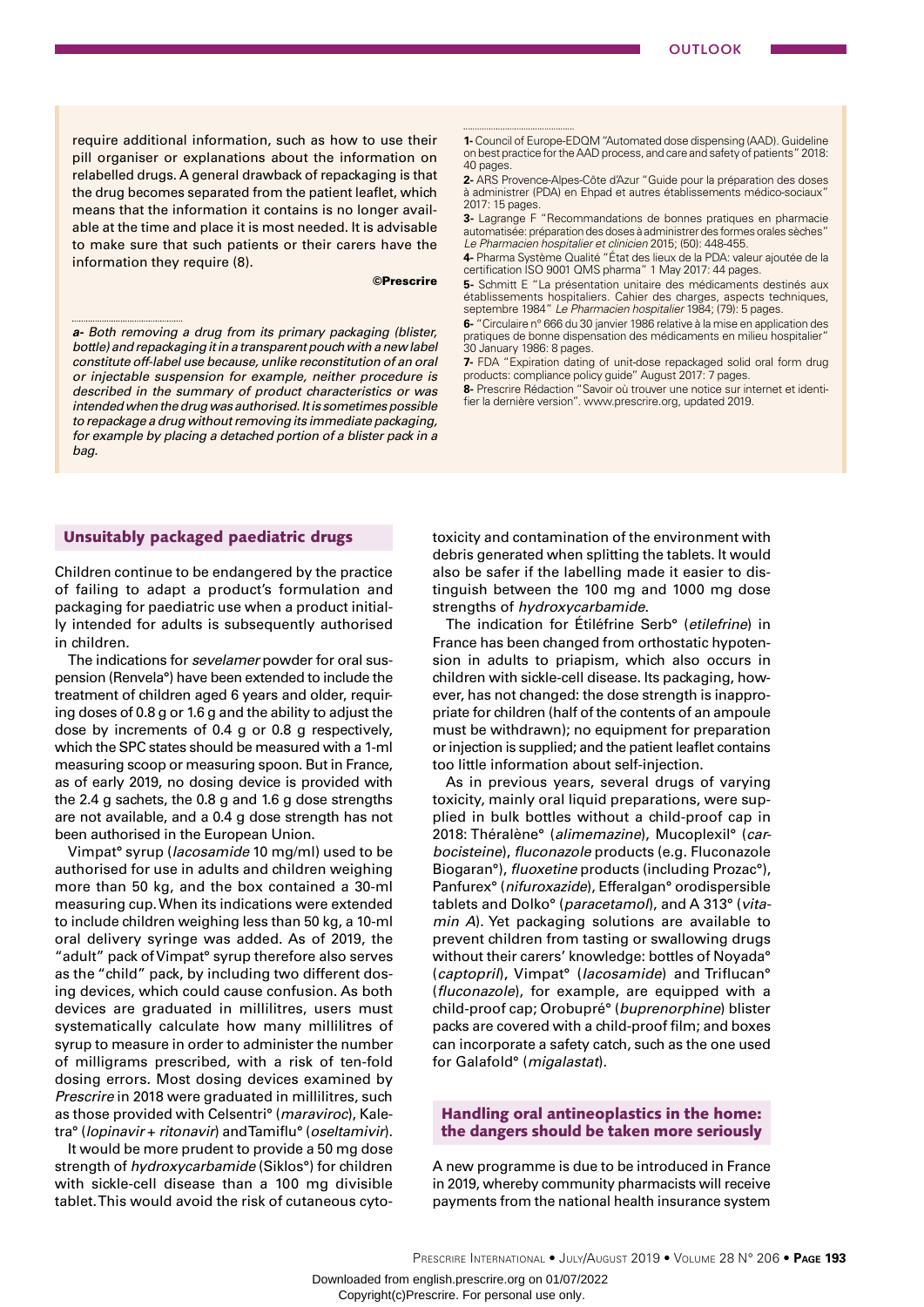require additional information, such as how to use their pill organiser or explanations about the information on relabelled drugs. A general drawback of repackaging is that the drug becomes separated from the patient leaflet, which means that the information it contains is no longer available at the time and place it is most needed. It is advisable to make sure that such patients or their carers have the information they require (8).

**©Prescrire**

*a- Both removing a drug from its primary packaging (blister, bottle) and repackaging it in a transparent pouch with a new label constitute off-label use because, unlike reconstitution of an oral or injectable suspension for example, neither procedure is described in the summary of product characteristics or was intended when the drug was authorised. It is sometimes possible to repackage a drug without removing its immediate packaging, for example by placing a detached portion of a blister pack in a bag.*

1- Council of Europe-EDQM "Automated dose dispensing (AAD). Guideline on best practice for the AAD process, and care and safety of patients" 2018: 40 pages.

2- ARS Provence-Alpes-Côte d'Azur "Guide pour la préparation des doses à administrer (PDA) en Ehpad et autres établissements médico-sociaux" 2017: 15 pages.

3- Lagrange F "Recommandations de bonnes pratiques en pharmacie automatisée: préparation des doses à administrer des formes orales sèches" *Le Pharmacien hospitalier et clinicien* 2015; (50): 448-455.

4- Pharma Système Qualité "État des lieux de la PDA: valeur ajoutée de la certification ISO 9001 QMS pharma" 1 May 2017: 44 pages.

5- Schmitt E "La présentation unitaire des médicaments destinés aux établissements hospitaliers. Cahier des charges, aspects techniques, septembre 1984" *Le Pharmacien hospitalier* 1984; (79): 5 pages.

6- "Circulaire n° 666 du 30 janvier 1986 relative à la mise en application des pratiques de bonne dispensation des médicaments en milieu hospitalier" 30 January 1986: 8 pages.

7- FDA "Expiration dating of unit-dose repackaged solid oral form drug products: compliance policy guide" August 2017: 7 pages.

8- Prescrire Rédaction "Savoir où trouver une notice sur internet et identifier la dernière version". www.prescrire.org, updated 2019.

## Unsuitably packaged paediatric drugs

Children continue to be endangered by the practice of failing to adapt a product's formulation and packaging for paediatric use when a product initially intended for adults is subsequently authorised in children.

The indications for *sevelamer* powder for oral suspension (Renvela°) have been extended to include the treatment of children aged 6 years and older, requiring doses of 0.8 g or 1.6 g and the ability to adjust the dose by increments of 0.4 g or 0.8 g respectively, which the SPC states should be measured with a 1-ml measuring scoop or measuring spoon. But in France, as of early 2019, no dosing device is provided with the 2.4 g sachets, the 0.8 g and 1.6 g dose strengths are not available, and a 0.4 g dose strength has not been authorised in the European Union.

Vimpat° syrup (*lacosamide* 10 mg/ml) used to be authorised for use in adults and children weighing more than 50 kg, and the box contained a 30-ml measuring cup. When its indications were extended to include children weighing less than 50 kg, a 10-ml oral delivery syringe was added. As of 2019, the "adult" pack of Vimpat° syrup therefore also serves as the "child" pack, by including two different dosing devices, which could cause confusion. As both devices are graduated in millilitres, users must systematically calculate how many millilitres of syrup to measure in order to administer the number of milligrams prescribed, with a risk of ten-fold dosing errors. Most dosing devices examined by *Prescrire* in 2018 were graduated in millilitres, such as those provided with Celsentri° (*maraviroc*), Kaletra° (*lopinavir + ritonavir*) and Tamiflu° (*oseltamivir*).

It would be more prudent to provide a 50 mg dose strength of *hydroxycarbamide* (Siklos°) for children with sickle-cell disease than a 100 mg divisible tablet. This would avoid the risk of cutaneous cytotoxicity and contamination of the environment with debris generated when splitting the tablets. It would also be safer if the labelling made it easier to distinguish between the 100 mg and 1000 mg dose strengths of *hydroxycarbamide*.

The indication for Étiléfrine Serb° (*etilefrine*) in France has been changed from orthostatic hypotension in adults to priapism, which also occurs in children with sickle-cell disease. Its packaging, however, has not changed: the dose strength is inappropriate for children (half of the contents of an ampoule must be withdrawn); no equipment for preparation or injection is supplied; and the patient leaflet contains too little information about self-injection.

As in previous years, several drugs of varying toxicity, mainly oral liquid preparations, were supplied in bulk bottles without a child-proof cap in 2018: Théralène° (*alimemazine*), Mucoplexil° (*carbocisteine*), *fluconazole* products (e.g. Fluconazole Biogaran°), *fluoxetine* products (including Prozac°), Panfurex° (*nifuroxazide*), Efferalgan° orodispersible tablets and Dolko° (*paracetamol*), and A 313° (*vitamin A*). Yet packaging solutions are available to prevent children from tasting or swallowing drugs without their carers' knowledge: bottles of Noyada° (*captopril*), Vimpat° (*lacosamide*) and Triflucan° (*fluconazole*), for example, are equipped with a child-proof cap; Orobupré° (*buprenorphine*) blister packs are covered with a child-proof film; and boxes can incorporate a safety catch, such as the one used for Galafold° (*migalastat*).

## Handling oral antineoplastics in the home: the dangers should be taken more seriously

A new programme is due to be introduced in France in 2019, whereby community pharmacists will receive payments from the national health insurance system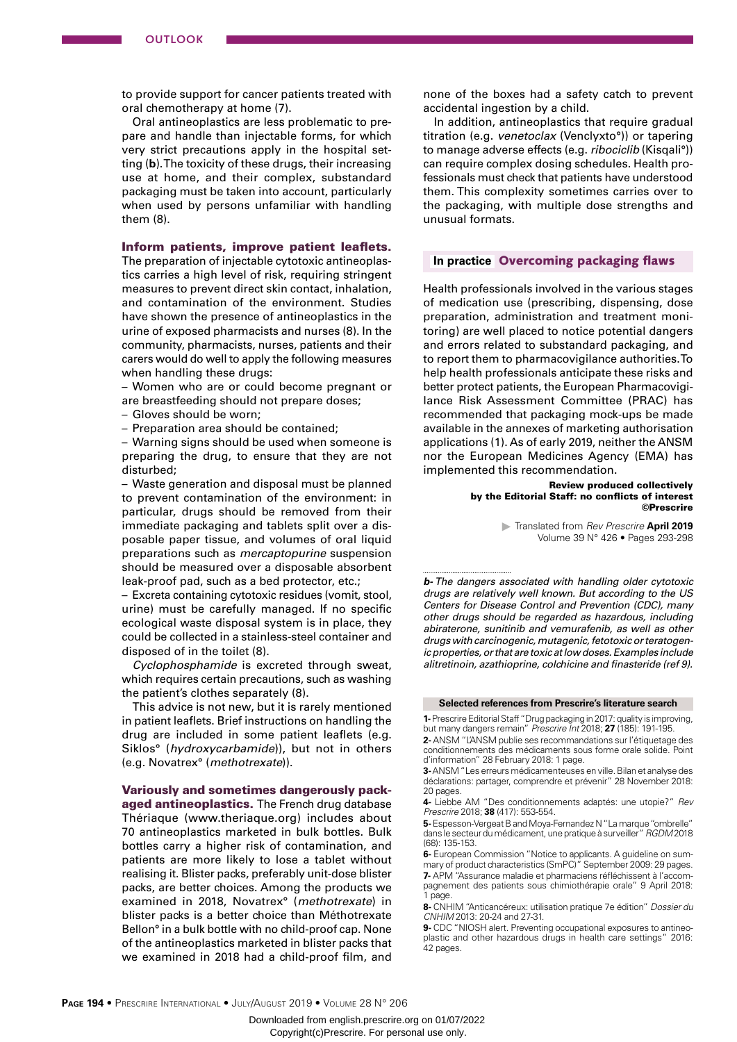to provide support for cancer patients treated with oral chemotherapy at home (7).

Oral antineoplastics are less problematic to prepare and handle than injectable forms, for which very strict precautions apply in the hospital setting (**b**). The toxicity of these drugs, their increasing use at home, and their complex, substandard packaging must be taken into account, particularly when used by persons unfamiliar with handling them (8).

**Inform patients, improve patient leaflets.** The preparation of injectable cytotoxic antineoplastics carries a high level of risk, requiring stringent measures to prevent direct skin contact, inhalation, and contamination of the environment. Studies have shown the presence of antineoplastics in the urine of exposed pharmacists and nurses (8). In the community, pharmacists, nurses, patients and their carers would do well to apply the following measures when handling these drugs:

– Women who are or could become pregnant or are breastfeeding should not prepare doses;
– Gloves should be worn;
– Preparation area should be contained;
– Warning signs should be used when someone is preparing the drug, to ensure that they are not disturbed;
– Waste generation and disposal must be planned to prevent contamination of the environment: in particular, drugs should be removed from their immediate packaging and tablets split over a disposable paper tissue, and volumes of oral liquid preparations such as *mercaptopurine* suspension should be measured over a disposable absorbent leak-proof pad, such as a bed protector, etc.;
– Excreta containing cytotoxic residues (vomit, stool, urine) must be carefully managed. If no specific ecological waste disposal system is in place, they could be collected in a stainless-steel container and disposed of in the toilet (8).

*Cyclophosphamide* is excreted through sweat, which requires certain precautions, such as washing the patient's clothes separately (8).

This advice is not new, but it is rarely mentioned in patient leaflets. Brief instructions on handling the drug are included in some patient leaflets (e.g. Siklos° (*hydroxycarbamide*)), but not in others (e.g. Novatrex° (*methotrexate*)).

**Variously and sometimes dangerously packaged antineoplastics.** The French drug database Thériaque (www.theriaque.org) includes about 70 antineoplastics marketed in bulk bottles. Bulk bottles carry a higher risk of contamination, and patients are more likely to lose a tablet without realising it. Blister packs, preferably unit-dose blister packs, are better choices. Among the products we examined in 2018, Novatrex° (*methotrexate*) in blister packs is a better choice than Méthotrexate Bellon° in a bulk bottle with no child-proof cap. None of the antineoplastics marketed in blister packs that we examined in 2018 had a child-proof film, and none of the boxes had a safety catch to prevent accidental ingestion by a child.

In addition, antineoplastics that require gradual titration (e.g. *venetoclax* (Venclyxto°)) or tapering to manage adverse effects (e.g. *ribociclib* (Kisqali°)) can require complex dosing schedules. Health professionals must check that patients have understood them. This complexity sometimes carries over to the packaging, with multiple dose strengths and unusual formats.

### In practice Overcoming packaging flaws

Health professionals involved in the various stages of medication use (prescribing, dispensing, dose preparation, administration and treatment monitoring) are well placed to notice potential dangers and errors related to substandard packaging, and to report them to pharmacovigilance authorities. To help health professionals anticipate these risks and better protect patients, the European Pharmacovigilance Risk Assessment Committee (PRAC) has recommended that packaging mock-ups be made available in the annexes of marketing authorisation applications (1). As of early 2019, neither the ANSM nor the European Medicines Agency (EMA) has implemented this recommendation.

**Review produced collectively by the Editorial Staff: no conflicts of interest ©Prescrire**

▶ Translated from *Rev Prescrire* **April 2019** Volume 39 N° 426 • Pages 293-298

---

*b- The dangers associated with handling older cytotoxic drugs are relatively well known. But according to the US Centers for Disease Control and Prevention (CDC), many other drugs should be regarded as hazardous, including abiraterone, sunitinib and vemurafenib, as well as other drugs with carcinogenic, mutagenic, fetotoxic or teratogenic properties, or that are toxic at low doses. Examples include alitretinoin, azathioprine, colchicine and finasteride (ref 9).*

#### Selected references from Prescrire's literature search

1- Prescrire Editorial Staff "Drug packaging in 2017: quality is improving, but many dangers remain" *Prescrire Int* 2018; **27** (185): 191-195.

2- ANSM "L'ANSM publie ses recommandations sur l'étiquetage des conditionnements des médicaments sous forme orale solide. Point d'information" 28 February 2018: 1 page.

3- ANSM "Les erreurs médicamenteuses en ville. Bilan et analyse des déclarations: partager, comprendre et prévenir" 28 November 2018: 20 pages.

4- Liebbe AM "Des conditionnements adaptés: une utopie?" *Rev Prescrire* 2018; **38** (417): 553-554.

5- Espesson-Vergeat B and Moya-Fernandez N "La marque "ombrelle" dans le secteur du médicament, une pratique à surveiller" *RGDM* 2018 (68): 135-153.

6- European Commission "Notice to applicants. A guideline on summary of product characteristics (SmPC)" September 2009: 29 pages.

7- APM "Assurance maladie et pharmaciens réfléchissent à l'accompagnement des patients sous chimiothérapie orale" 9 April 2018: 1 page.

8- CNHIM "Anticancéreux: utilisation pratique 7e édition" *Dossier du CNHIM* 2013: 20-24 and 27-31.

9- CDC "NIOSH alert. Preventing occupational exposures to antineoplastic and other hazardous drugs in health care settings" 2016: 42 pages.